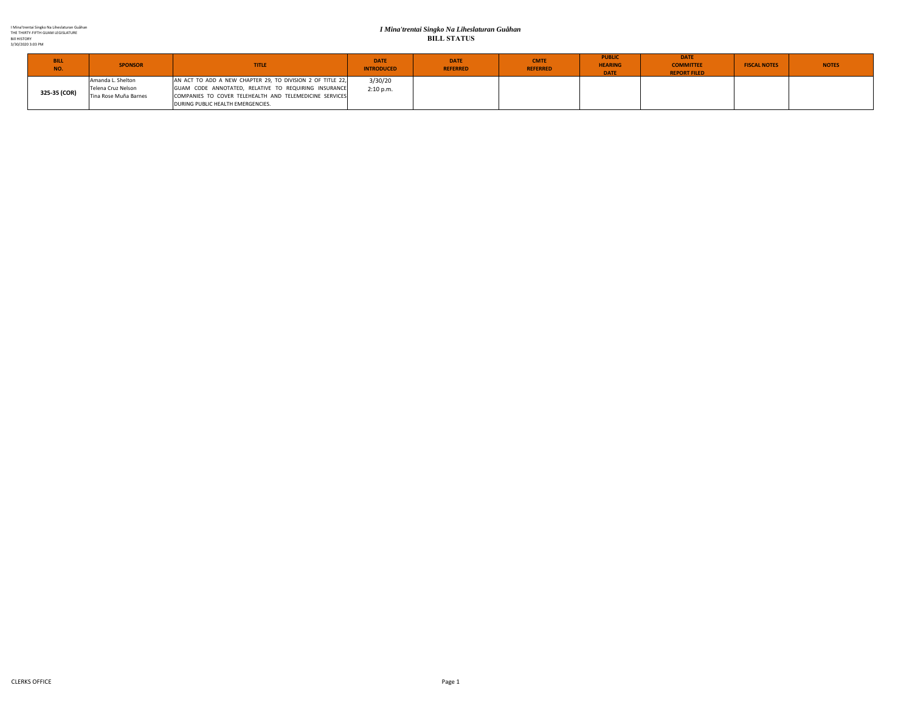I Mina'trentai Singko Na Liheslaturan Guåhan
THE THIRTY-FIFTH GUAM LEGISLATURE
Bill HISTORY
3/30/2020 3:03 PM

# *I Mina'trentai Singko Na Liheslaturan Guåhan*
## BILL STATUS

| BILL NO. | SPONSOR | TITLE | DATE INTRODUCED | DATE REFERRED | CMTE REFERRED | PUBLIC HEARING DATE | DATE COMMITTEE REPORT FILED | FISCAL NOTES | NOTES |
|---|---|---|---|---|---|---|---|---|---|
| 325-35 (COR) | Amanda L. Shelton<br>Telena Cruz Nelson<br>Tina Rose Muña Barnes | AN ACT TO ADD A NEW CHAPTER 29, TO DIVISION 2 OF TITLE 22, GUAM CODE ANNOTATED, RELATIVE TO REQUIRING INSURANCE COMPANIES TO COVER TELEHEALTH AND TELEMEDICINE SERVICES DURING PUBLIC HEALTH EMERGENCIES. | 3/30/20<br>2:10 p.m. | | | | | | |

CLERKS OFFICE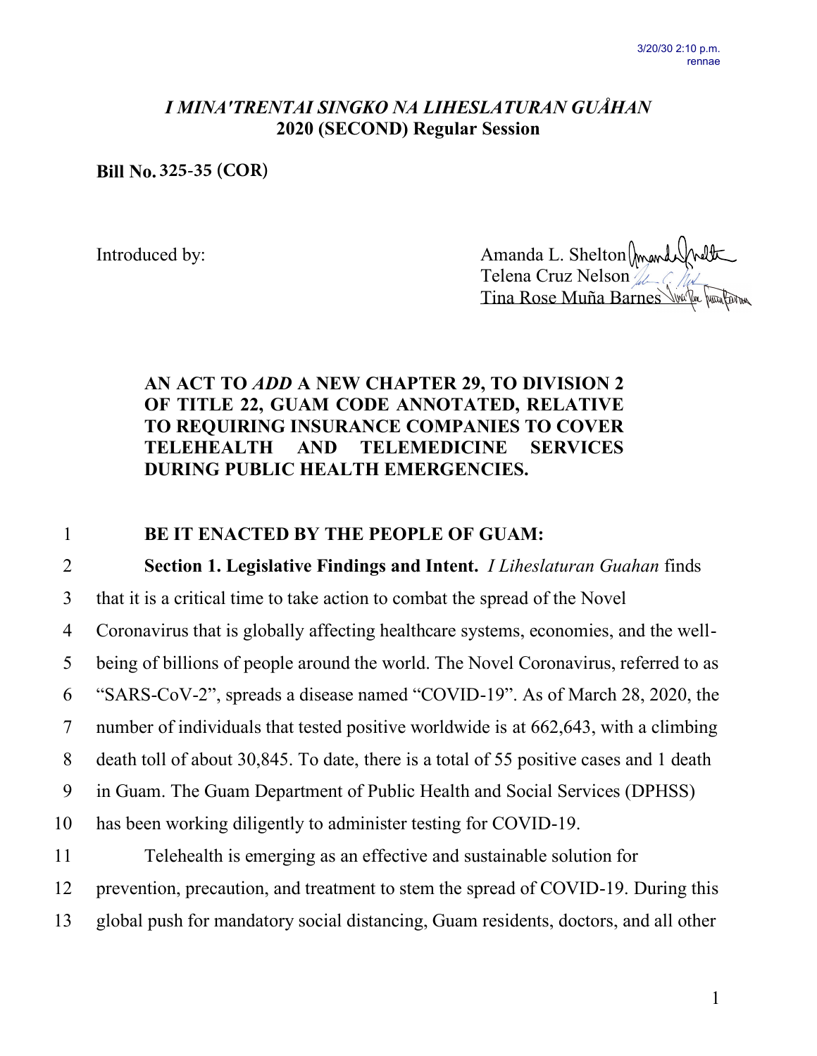*I MINA'TRENTAI SINGKO NA LIHESLATURAN GUÅHAN*
**2020 (SECOND) Regular Session**

**Bill No. 325-35 (COR)**

Introduced by:

Amanda L. Shelton
Telena Cruz Nelson
Tina Rose Muña Barnes

**AN ACT TO *ADD* A NEW CHAPTER 29, TO DIVISION 2 OF TITLE 22, GUAM CODE ANNOTATED, RELATIVE TO REQUIRING INSURANCE COMPANIES TO COVER TELEHEALTH AND TELEMEDICINE SERVICES DURING PUBLIC HEALTH EMERGENCIES.**

**BE IT ENACTED BY THE PEOPLE OF GUAM:**

**Section 1. Legislative Findings and Intent.** *I Liheslaturan Guahan* finds that it is a critical time to take action to combat the spread of the Novel Coronavirus that is globally affecting healthcare systems, economies, and the well-being of billions of people around the world. The Novel Coronavirus, referred to as "SARS-CoV-2", spreads a disease named "COVID-19". As of March 28, 2020, the number of individuals that tested positive worldwide is at 662,643, with a climbing death toll of about 30,845. To date, there is a total of 55 positive cases and 1 death in Guam. The Guam Department of Public Health and Social Services (DPHSS) has been working diligently to administer testing for COVID-19.

Telehealth is emerging as an effective and sustainable solution for prevention, precaution, and treatment to stem the spread of COVID-19. During this global push for mandatory social distancing, Guam residents, doctors, and all other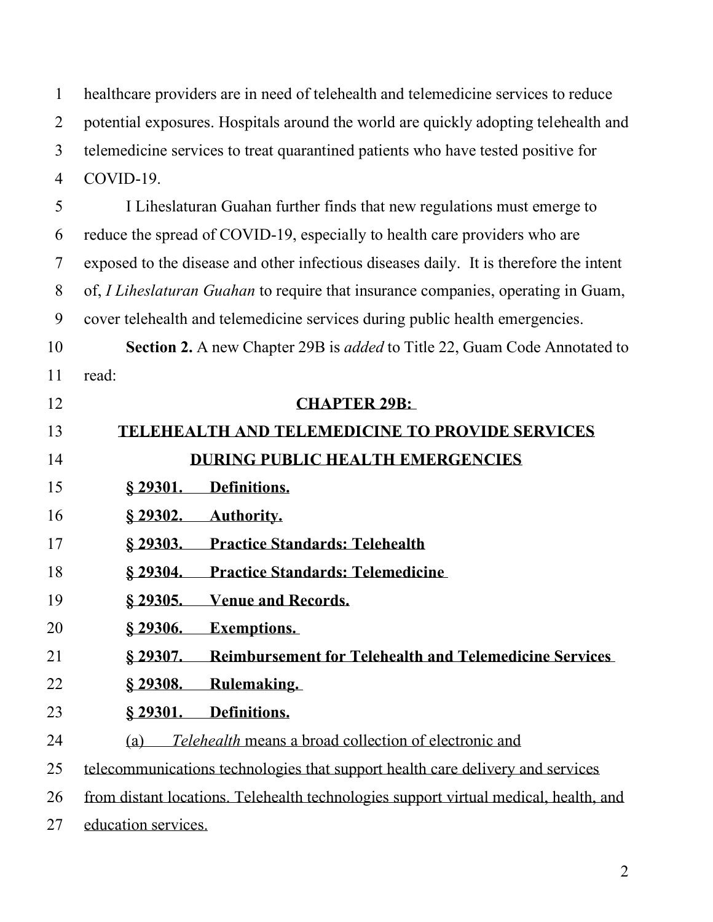healthcare providers are in need of telehealth and telemedicine services to reduce potential exposures. Hospitals around the world are quickly adopting telehealth and telemedicine services to treat quarantined patients who have tested positive for COVID-19.

I Liheslaturan Guahan further finds that new regulations must emerge to reduce the spread of COVID-19, especially to health care providers who are exposed to the disease and other infectious diseases daily. It is therefore the intent of, *I Liheslaturan Guahan* to require that insurance companies, operating in Guam, cover telehealth and telemedicine services during public health emergencies.

**Section 2.** A new Chapter 29B is *added* to Title 22, Guam Code Annotated to read:

**CHAPTER 29B:**

**TELEHEALTH AND TELEMEDICINE TO PROVIDE SERVICES DURING PUBLIC HEALTH EMERGENCIES**

**§ 29301. Definitions.**

**§ 29302. Authority.**

**§ 29303. Practice Standards: Telehealth**

**§ 29304. Practice Standards: Telemedicine**

**§ 29305. Venue and Records.**

**§ 29306. Exemptions.**

**§ 29307. Reimbursement for Telehealth and Telemedicine Services**

**§ 29308. Rulemaking.**

**§ 29301. Definitions.**

(a) *Telehealth* means a broad collection of electronic and telecommunications technologies that support health care delivery and services from distant locations. Telehealth technologies support virtual medical, health, and education services.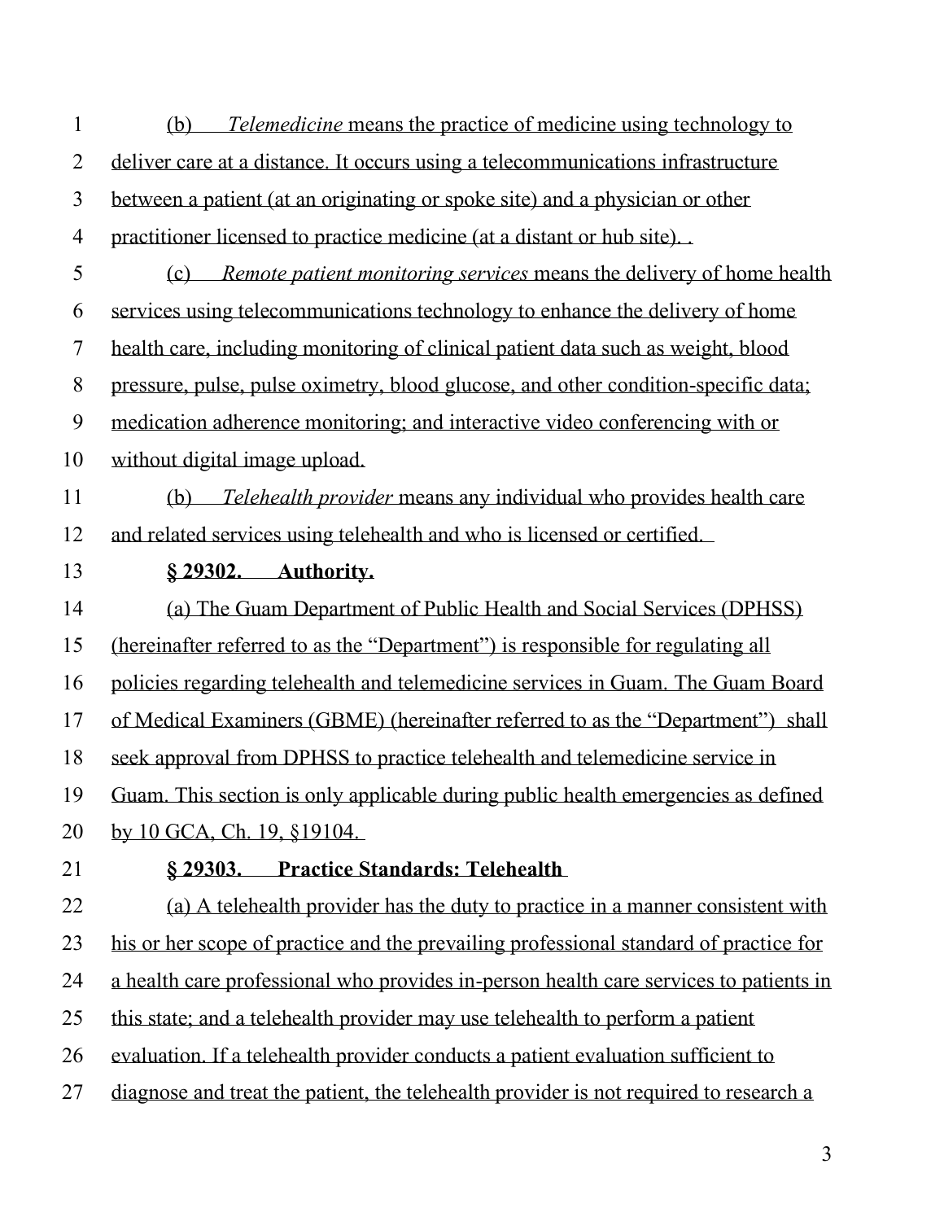(b) *Telemedicine* means the practice of medicine using technology to deliver care at a distance. It occurs using a telecommunications infrastructure between a patient (at an originating or spoke site) and a physician or other practitioner licensed to practice medicine (at a distant or hub site). .

(c) *Remote patient monitoring services* means the delivery of home health services using telecommunications technology to enhance the delivery of home health care, including monitoring of clinical patient data such as weight, blood pressure, pulse, pulse oximetry, blood glucose, and other condition-specific data; medication adherence monitoring; and interactive video conferencing with or without digital image upload.

(b) *Telehealth provider* means any individual who provides health care and related services using telehealth and who is licensed or certified.

**§ 29302. Authority.**

(a) The Guam Department of Public Health and Social Services (DPHSS) (hereinafter referred to as the "Department") is responsible for regulating all policies regarding telehealth and telemedicine services in Guam. The Guam Board of Medical Examiners (GBME) (hereinafter referred to as the "Department") shall seek approval from DPHSS to practice telehealth and telemedicine service in Guam. This section is only applicable during public health emergencies as defined by 10 GCA, Ch. 19, §19104.

**§ 29303. Practice Standards: Telehealth**

(a) A telehealth provider has the duty to practice in a manner consistent with his or her scope of practice and the prevailing professional standard of practice for a health care professional who provides in-person health care services to patients in this state; and a telehealth provider may use telehealth to perform a patient evaluation. If a telehealth provider conducts a patient evaluation sufficient to diagnose and treat the patient, the telehealth provider is not required to research a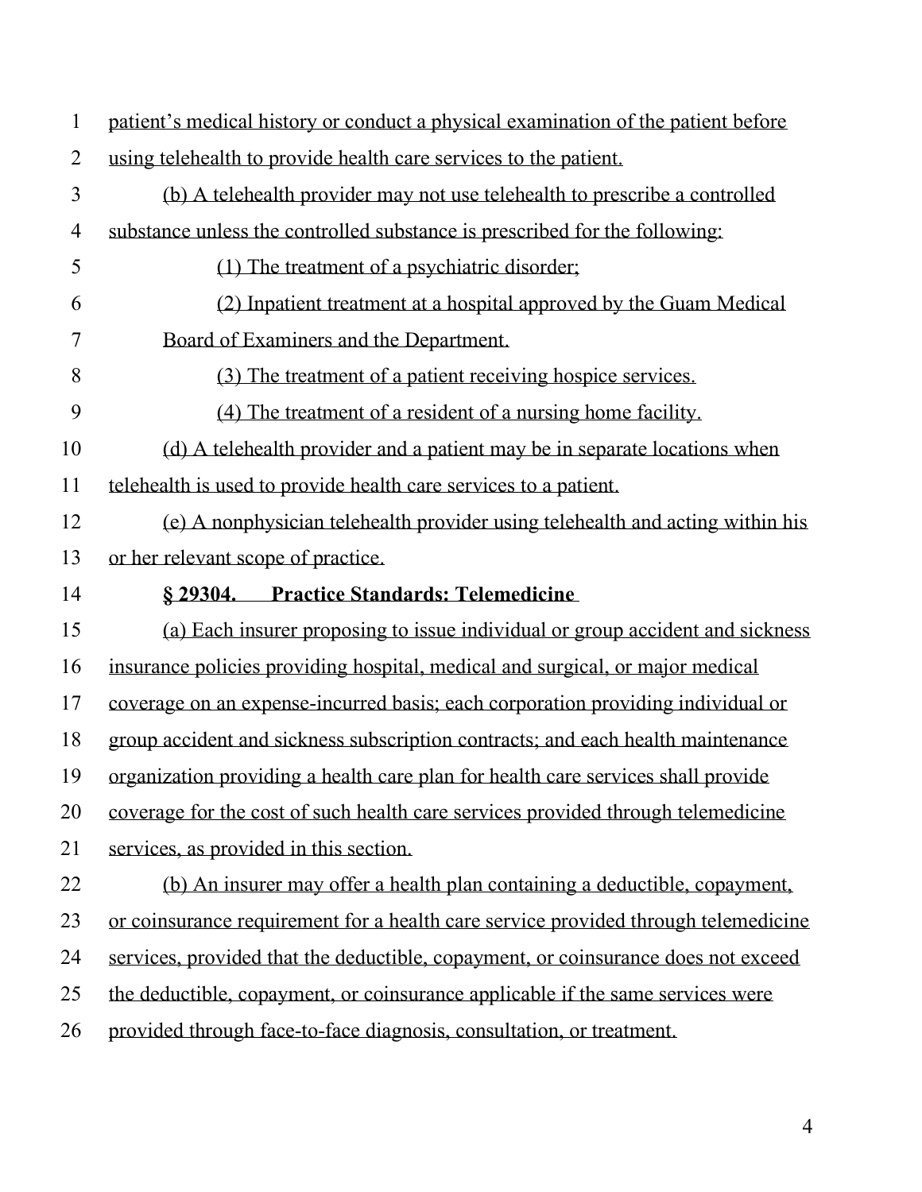patient's medical history or conduct a physical examination of the patient before using telehealth to provide health care services to the patient.

(b) A telehealth provider may not use telehealth to prescribe a controlled substance unless the controlled substance is prescribed for the following:

(1) The treatment of a psychiatric disorder;

(2) Inpatient treatment at a hospital approved by the Guam Medical Board of Examiners and the Department.

(3) The treatment of a patient receiving hospice services.

(4) The treatment of a resident of a nursing home facility.

(d) A telehealth provider and a patient may be in separate locations when telehealth is used to provide health care services to a patient.

(e) A nonphysician telehealth provider using telehealth and acting within his or her relevant scope of practice.

**§ 29304. Practice Standards: Telemedicine**

(a) Each insurer proposing to issue individual or group accident and sickness insurance policies providing hospital, medical and surgical, or major medical coverage on an expense-incurred basis; each corporation providing individual or group accident and sickness subscription contracts; and each health maintenance organization providing a health care plan for health care services shall provide coverage for the cost of such health care services provided through telemedicine services, as provided in this section.

(b) An insurer may offer a health plan containing a deductible, copayment, or coinsurance requirement for a health care service provided through telemedicine services, provided that the deductible, copayment, or coinsurance does not exceed the deductible, copayment, or coinsurance applicable if the same services were provided through face-to-face diagnosis, consultation, or treatment.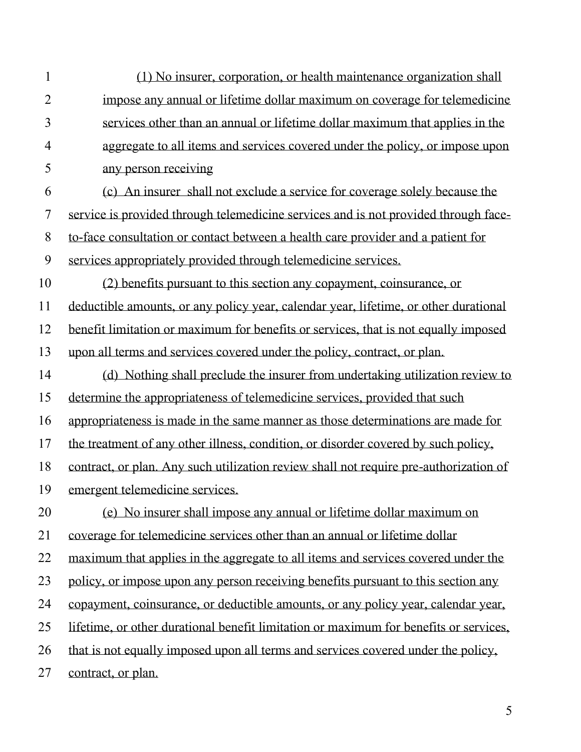(1) No insurer, corporation, or health maintenance organization shall impose any annual or lifetime dollar maximum on coverage for telemedicine services other than an annual or lifetime dollar maximum that applies in the aggregate to all items and services covered under the policy, or impose upon any person receiving

(c) An insurer shall not exclude a service for coverage solely because the service is provided through telemedicine services and is not provided through face-to-face consultation or contact between a health care provider and a patient for services appropriately provided through telemedicine services.

(2) benefits pursuant to this section any copayment, coinsurance, or deductible amounts, or any policy year, calendar year, lifetime, or other durational benefit limitation or maximum for benefits or services, that is not equally imposed upon all terms and services covered under the policy, contract, or plan.

(d) Nothing shall preclude the insurer from undertaking utilization review to determine the appropriateness of telemedicine services, provided that such appropriateness is made in the same manner as those determinations are made for the treatment of any other illness, condition, or disorder covered by such policy, contract, or plan. Any such utilization review shall not require pre-authorization of emergent telemedicine services.

(e) No insurer shall impose any annual or lifetime dollar maximum on coverage for telemedicine services other than an annual or lifetime dollar maximum that applies in the aggregate to all items and services covered under the policy, or impose upon any person receiving benefits pursuant to this section any copayment, coinsurance, or deductible amounts, or any policy year, calendar year, lifetime, or other durational benefit limitation or maximum for benefits or services, that is not equally imposed upon all terms and services covered under the policy, contract, or plan.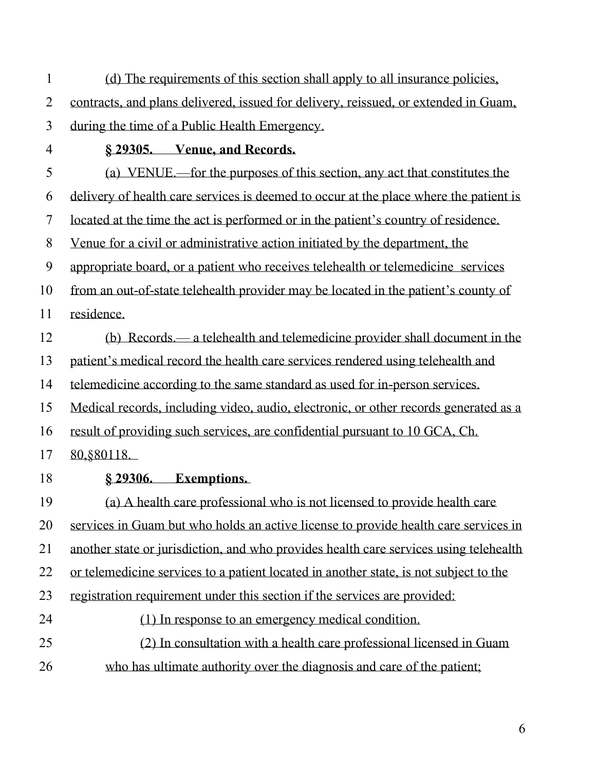(d) The requirements of this section shall apply to all insurance policies, contracts, and plans delivered, issued for delivery, reissued, or extended in Guam, during the time of a Public Health Emergency.

**§ 29305. Venue, and Records.**

(a) VENUE.—for the purposes of this section, any act that constitutes the delivery of health care services is deemed to occur at the place where the patient is located at the time the act is performed or in the patient's country of residence. Venue for a civil or administrative action initiated by the department, the appropriate board, or a patient who receives telehealth or telemedicine services from an out-of-state telehealth provider may be located in the patient's county of residence.

(b) Records.— a telehealth and telemedicine provider shall document in the patient's medical record the health care services rendered using telehealth and telemedicine according to the same standard as used for in-person services. Medical records, including video, audio, electronic, or other records generated as a result of providing such services, are confidential pursuant to 10 GCA, Ch. 80,§80118.

**§ 29306. Exemptions.**

(a) A health care professional who is not licensed to provide health care services in Guam but who holds an active license to provide health care services in another state or jurisdiction, and who provides health care services using telehealth or telemedicine services to a patient located in another state, is not subject to the registration requirement under this section if the services are provided:

(1) In response to an emergency medical condition.

(2) In consultation with a health care professional licensed in Guam who has ultimate authority over the diagnosis and care of the patient;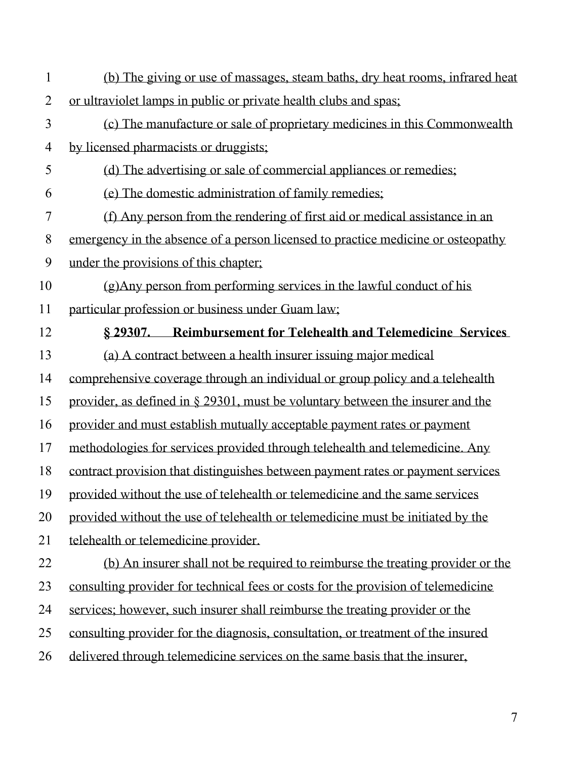(b) The giving or use of massages, steam baths, dry heat rooms, infrared heat or ultraviolet lamps in public or private health clubs and spas;

(c) The manufacture or sale of proprietary medicines in this Commonwealth by licensed pharmacists or druggists;

(d) The advertising or sale of commercial appliances or remedies;

(e) The domestic administration of family remedies;

(f) Any person from the rendering of first aid or medical assistance in an emergency in the absence of a person licensed to practice medicine or osteopathy under the provisions of this chapter;

(g)Any person from performing services in the lawful conduct of his particular profession or business under Guam law;

**§ 29307. Reimbursement for Telehealth and Telemedicine Services**

(a) A contract between a health insurer issuing major medical comprehensive coverage through an individual or group policy and a telehealth provider, as defined in § 29301, must be voluntary between the insurer and the provider and must establish mutually acceptable payment rates or payment methodologies for services provided through telehealth and telemedicine. Any contract provision that distinguishes between payment rates or payment services provided without the use of telehealth or telemedicine and the same services provided without the use of telehealth or telemedicine must be initiated by the telehealth or telemedicine provider.

(b) An insurer shall not be required to reimburse the treating provider or the consulting provider for technical fees or costs for the provision of telemedicine services; however, such insurer shall reimburse the treating provider or the consulting provider for the diagnosis, consultation, or treatment of the insured delivered through telemedicine services on the same basis that the insurer,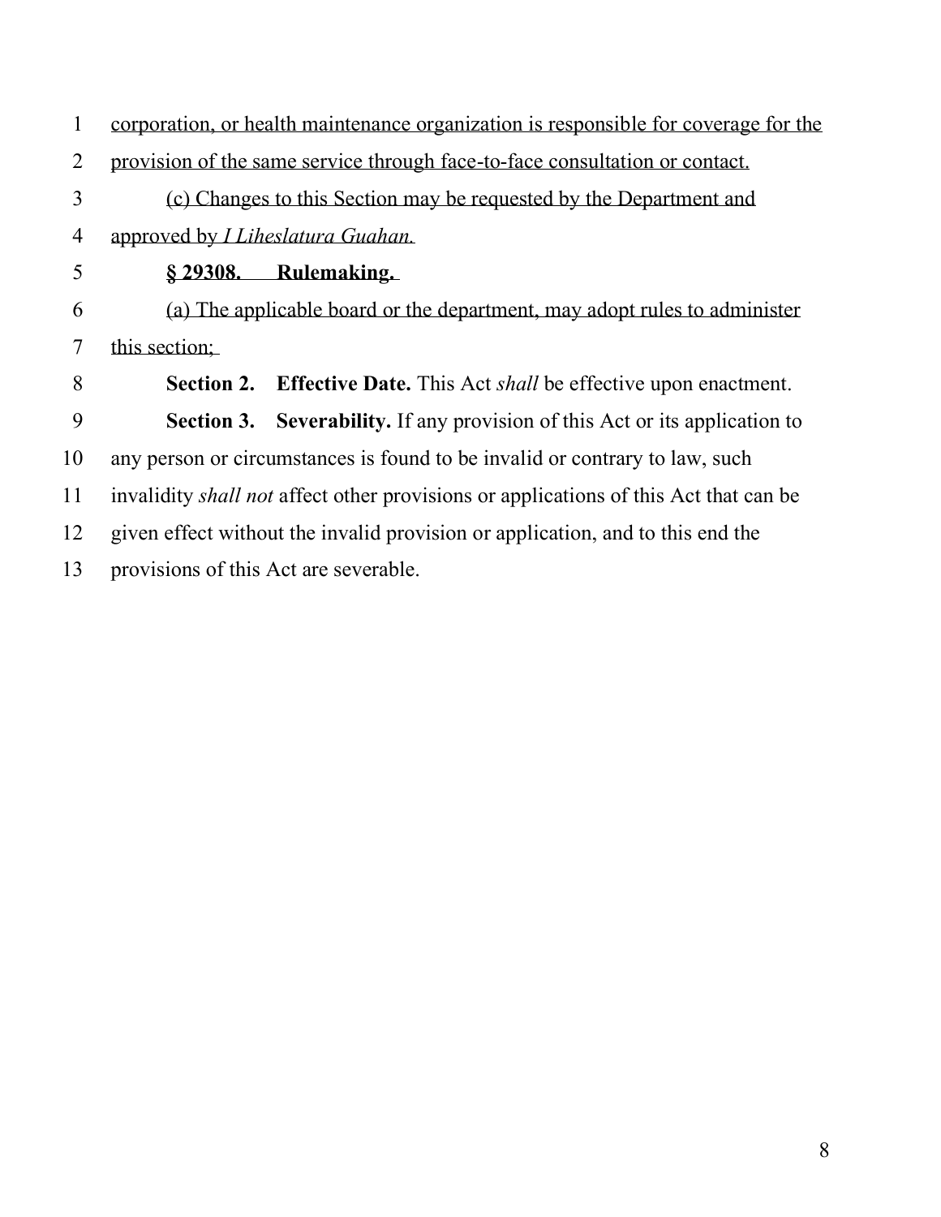corporation, or health maintenance organization is responsible for coverage for the provision of the same service through face-to-face consultation or contact.

(c) Changes to this Section may be requested by the Department and approved by *I Liheslatura Guahan.*

**§ 29308. Rulemaking.**

(a) The applicable board or the department, may adopt rules to administer this section;

**Section 2. Effective Date.** This Act *shall* be effective upon enactment.

**Section 3. Severability.** If any provision of this Act or its application to any person or circumstances is found to be invalid or contrary to law, such invalidity *shall not* affect other provisions or applications of this Act that can be given effect without the invalid provision or application, and to this end the provisions of this Act are severable.